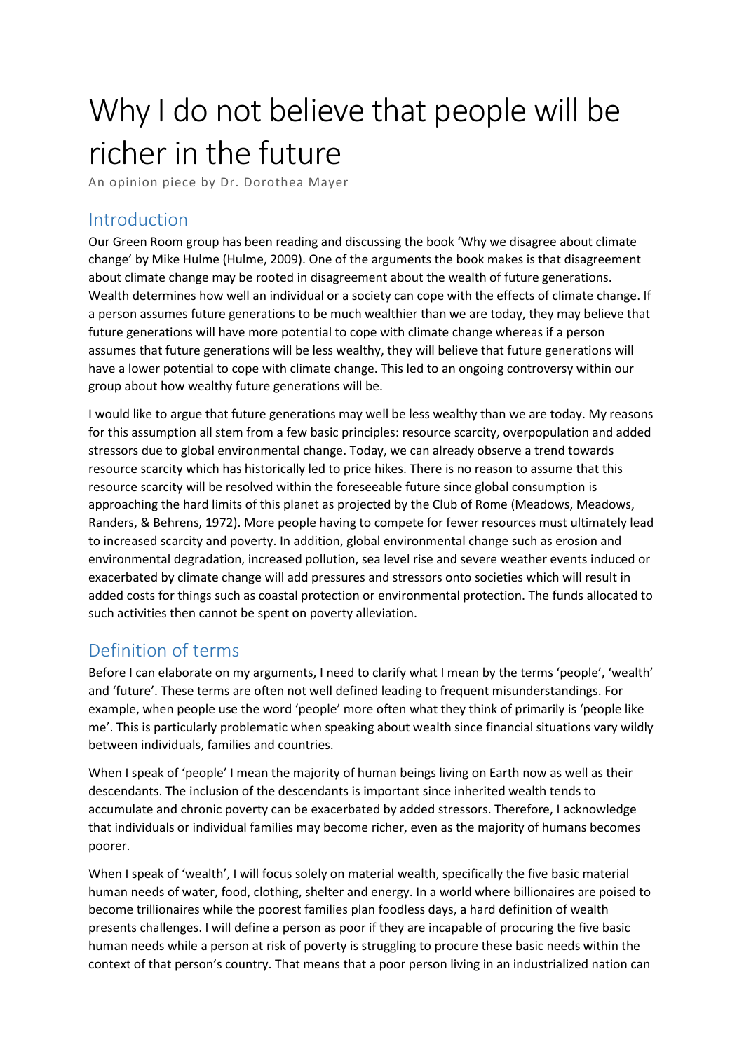# Why I do not believe that people will be richer in the future

An opinion piece by Dr. Dorothea Mayer

## Introduction

Our Green Room group has been reading and discussing the book 'Why we disagree about climate change' by Mike Hulme (Hulme, 2009). One of the arguments the book makes is that disagreement about climate change may be rooted in disagreement about the wealth of future generations. Wealth determines how well an individual or a society can cope with the effects of climate change. If a person assumes future generations to be much wealthier than we are today, they may believe that future generations will have more potential to cope with climate change whereas if a person assumes that future generations will be less wealthy, they will believe that future generations will have a lower potential to cope with climate change. This led to an ongoing controversy within our group about how wealthy future generations will be.

I would like to argue that future generations may well be less wealthy than we are today. My reasons for this assumption all stem from a few basic principles: resource scarcity, overpopulation and added stressors due to global environmental change. Today, we can already observe a trend towards resource scarcity which has historically led to price hikes. There is no reason to assume that this resource scarcity will be resolved within the foreseeable future since global consumption is approaching the hard limits of this planet as projected by the Club of Rome (Meadows, Meadows, Randers, & Behrens, 1972). More people having to compete for fewer resources must ultimately lead to increased scarcity and poverty. In addition, global environmental change such as erosion and environmental degradation, increased pollution, sea level rise and severe weather events induced or exacerbated by climate change will add pressures and stressors onto societies which will result in added costs for things such as coastal protection or environmental protection. The funds allocated to such activities then cannot be spent on poverty alleviation.

## Definition of terms

Before I can elaborate on my arguments, I need to clarify what I mean by the terms 'people', 'wealth' and 'future'. These terms are often not well defined leading to frequent misunderstandings. For example, when people use the word 'people' more often what they think of primarily is 'people like me'. This is particularly problematic when speaking about wealth since financial situations vary wildly between individuals, families and countries.

When I speak of 'people' I mean the majority of human beings living on Earth now as well as their descendants. The inclusion of the descendants is important since inherited wealth tends to accumulate and chronic poverty can be exacerbated by added stressors. Therefore, I acknowledge that individuals or individual families may become richer, even as the majority of humans becomes poorer.

When I speak of 'wealth', I will focus solely on material wealth, specifically the five basic material human needs of water, food, clothing, shelter and energy. In a world where billionaires are poised to become trillionaires while the poorest families plan foodless days, a hard definition of wealth presents challenges. I will define a person as poor if they are incapable of procuring the five basic human needs while a person at risk of poverty is struggling to procure these basic needs within the context of that person's country. That means that a poor person living in an industrialized nation can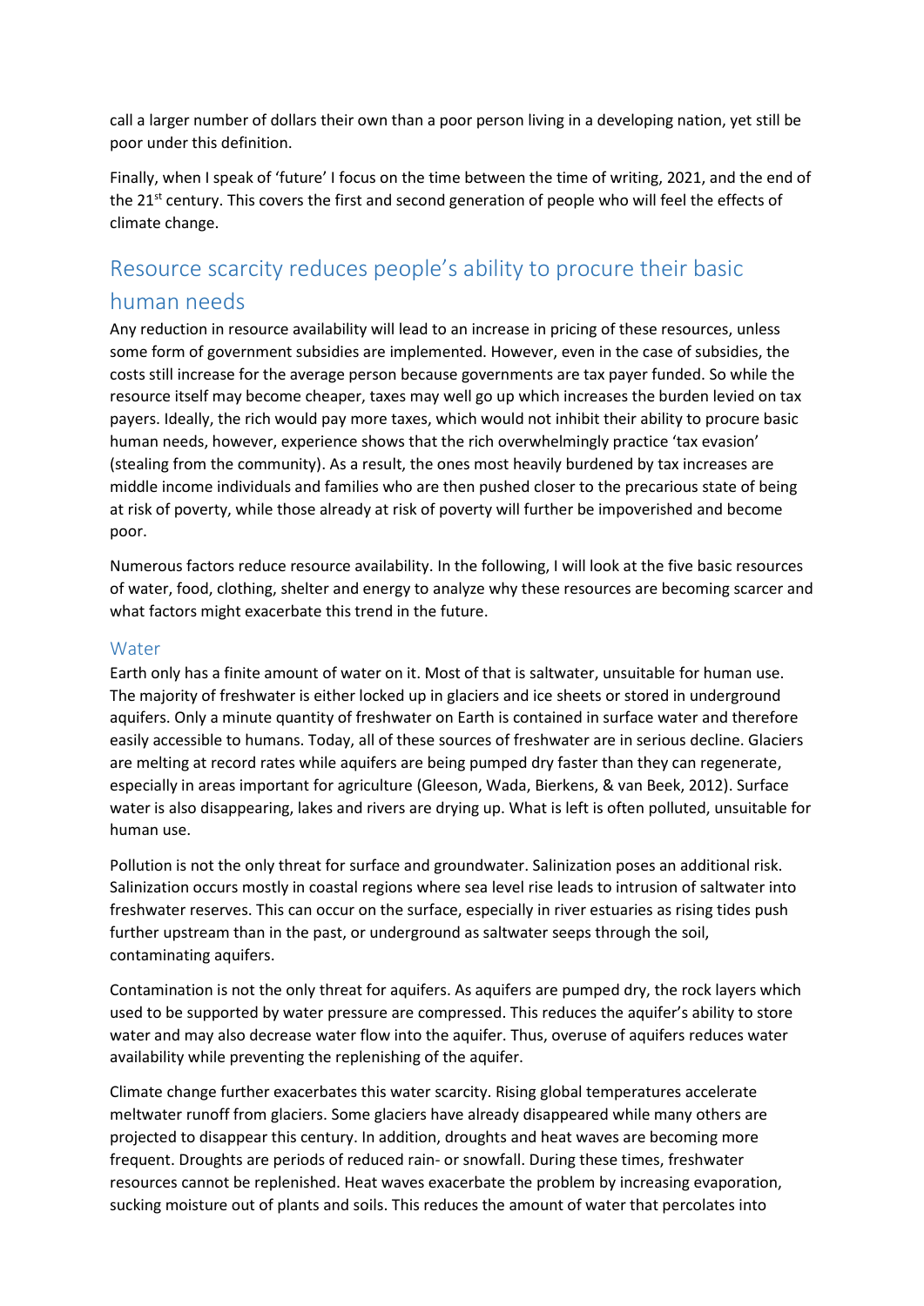call a larger number of dollars their own than a poor person living in a developing nation, yet still be poor under this definition.

Finally, when I speak of 'future' I focus on the time between the time of writing, 2021, and the end of the 21st century. This covers the first and second generation of people who will feel the effects of climate change.

## Resource scarcity reduces people's ability to procure their basic human needs

Any reduction in resource availability will lead to an increase in pricing of these resources, unless some form of government subsidies are implemented. However, even in the case of subsidies, the costs still increase for the average person because governments are tax payer funded. So while the resource itself may become cheaper, taxes may well go up which increases the burden levied on tax payers. Ideally, the rich would pay more taxes, which would not inhibit their ability to procure basic human needs, however, experience shows that the rich overwhelmingly practice 'tax evasion' (stealing from the community). As a result, the ones most heavily burdened by tax increases are middle income individuals and families who are then pushed closer to the precarious state of being at risk of poverty, while those already at risk of poverty will further be impoverished and become poor.

Numerous factors reduce resource availability. In the following, I will look at the five basic resources of water, food, clothing, shelter and energy to analyze why these resources are becoming scarcer and what factors might exacerbate this trend in the future.

### Water

Earth only has a finite amount of water on it. Most of that is saltwater, unsuitable for human use. The majority of freshwater is either locked up in glaciers and ice sheets or stored in underground aquifers. Only a minute quantity of freshwater on Earth is contained in surface water and therefore easily accessible to humans. Today, all of these sources of freshwater are in serious decline. Glaciers are melting at record rates while aquifers are being pumped dry faster than they can regenerate, especially in areas important for agriculture (Gleeson, Wada, Bierkens, & van Beek, 2012). Surface water is also disappearing, lakes and rivers are drying up. What is left is often polluted, unsuitable for human use.

Pollution is not the only threat for surface and groundwater. Salinization poses an additional risk. Salinization occurs mostly in coastal regions where sea level rise leads to intrusion of saltwater into freshwater reserves. This can occur on the surface, especially in river estuaries as rising tides push further upstream than in the past, or underground as saltwater seeps through the soil, contaminating aquifers.

Contamination is not the only threat for aquifers. As aquifers are pumped dry, the rock layers which used to be supported by water pressure are compressed. This reduces the aquifer's ability to store water and may also decrease water flow into the aquifer. Thus, overuse of aquifers reduces water availability while preventing the replenishing of the aquifer.

Climate change further exacerbates this water scarcity. Rising global temperatures accelerate meltwater runoff from glaciers. Some glaciers have already disappeared while many others are projected to disappear this century. In addition, droughts and heat waves are becoming more frequent. Droughts are periods of reduced rain- or snowfall. During these times, freshwater resources cannot be replenished. Heat waves exacerbate the problem by increasing evaporation, sucking moisture out of plants and soils. This reduces the amount of water that percolates into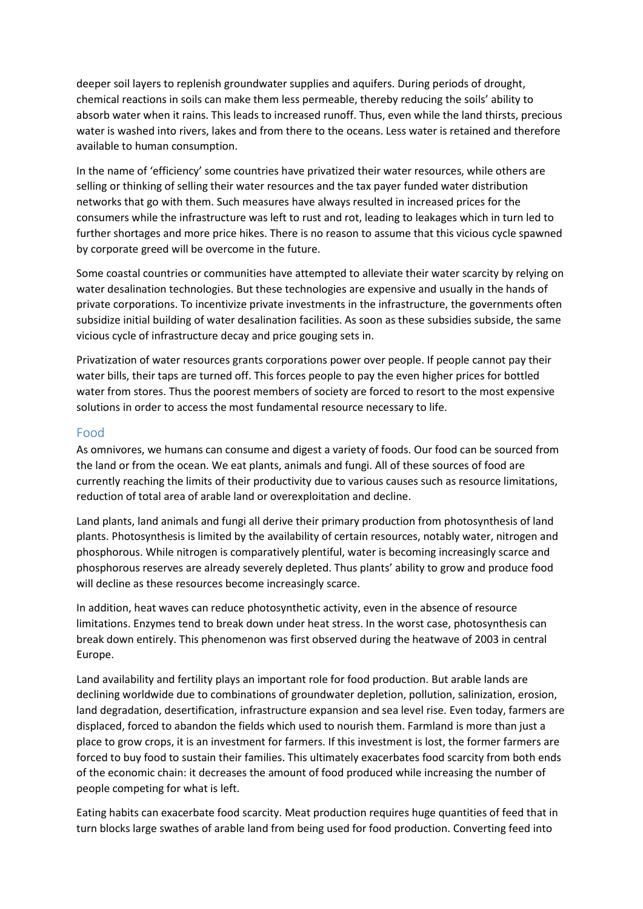deeper soil layers to replenish groundwater supplies and aquifers. During periods of drought, chemical reactions in soils can make them less permeable, thereby reducing the soils' ability to absorb water when it rains. This leads to increased runoff. Thus, even while the land thirsts, precious water is washed into rivers, lakes and from there to the oceans. Less water is retained and therefore available to human consumption.

In the name of 'efficiency' some countries have privatized their water resources, while others are selling or thinking of selling their water resources and the tax payer funded water distribution networks that go with them. Such measures have always resulted in increased prices for the consumers while the infrastructure was left to rust and rot, leading to leakages which in turn led to further shortages and more price hikes. There is no reason to assume that this vicious cycle spawned by corporate greed will be overcome in the future.

Some coastal countries or communities have attempted to alleviate their water scarcity by relying on water desalination technologies. But these technologies are expensive and usually in the hands of private corporations. To incentivize private investments in the infrastructure, the governments often subsidize initial building of water desalination facilities. As soon as these subsidies subside, the same vicious cycle of infrastructure decay and price gouging sets in.

Privatization of water resources grants corporations power over people. If people cannot pay their water bills, their taps are turned off. This forces people to pay the even higher prices for bottled water from stores. Thus the poorest members of society are forced to resort to the most expensive solutions in order to access the most fundamental resource necessary to life.

## Food

As omnivores, we humans can consume and digest a variety of foods. Our food can be sourced from the land or from the ocean. We eat plants, animals and fungi. All of these sources of food are currently reaching the limits of their productivity due to various causes such as resource limitations, reduction of total area of arable land or overexploitation and decline.

Land plants, land animals and fungi all derive their primary production from photosynthesis of land plants. Photosynthesis is limited by the availability of certain resources, notably water, nitrogen and phosphorous. While nitrogen is comparatively plentiful, water is becoming increasingly scarce and phosphorous reserves are already severely depleted. Thus plants' ability to grow and produce food will decline as these resources become increasingly scarce.

In addition, heat waves can reduce photosynthetic activity, even in the absence of resource limitations. Enzymes tend to break down under heat stress. In the worst case, photosynthesis can break down entirely. This phenomenon was first observed during the heatwave of 2003 in central Europe.

Land availability and fertility plays an important role for food production. But arable lands are declining worldwide due to combinations of groundwater depletion, pollution, salinization, erosion, land degradation, desertification, infrastructure expansion and sea level rise. Even today, farmers are displaced, forced to abandon the fields which used to nourish them. Farmland is more than just a place to grow crops, it is an investment for farmers. If this investment is lost, the former farmers are forced to buy food to sustain their families. This ultimately exacerbates food scarcity from both ends of the economic chain: it decreases the amount of food produced while increasing the number of people competing for what is left.

Eating habits can exacerbate food scarcity. Meat production requires huge quantities of feed that in turn blocks large swathes of arable land from being used for food production. Converting feed into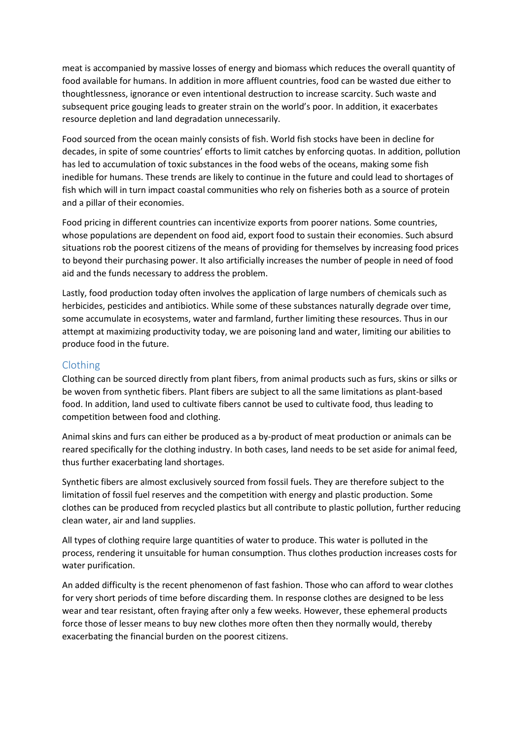meat is accompanied by massive losses of energy and biomass which reduces the overall quantity of food available for humans. In addition in more affluent countries, food can be wasted due either to thoughtlessness, ignorance or even intentional destruction to increase scarcity. Such waste and subsequent price gouging leads to greater strain on the world's poor. In addition, it exacerbates resource depletion and land degradation unnecessarily.

Food sourced from the ocean mainly consists of fish. World fish stocks have been in decline for decades, in spite of some countries' efforts to limit catches by enforcing quotas. In addition, pollution has led to accumulation of toxic substances in the food webs of the oceans, making some fish inedible for humans. These trends are likely to continue in the future and could lead to shortages of fish which will in turn impact coastal communities who rely on fisheries both as a source of protein and a pillar of their economies.

Food pricing in different countries can incentivize exports from poorer nations. Some countries, whose populations are dependent on food aid, export food to sustain their economies. Such absurd situations rob the poorest citizens of the means of providing for themselves by increasing food prices to beyond their purchasing power. It also artificially increases the number of people in need of food aid and the funds necessary to address the problem.

Lastly, food production today often involves the application of large numbers of chemicals such as herbicides, pesticides and antibiotics. While some of these substances naturally degrade over time, some accumulate in ecosystems, water and farmland, further limiting these resources. Thus in our attempt at maximizing productivity today, we are poisoning land and water, limiting our abilities to produce food in the future.

## Clothing

Clothing can be sourced directly from plant fibers, from animal products such as furs, skins or silks or be woven from synthetic fibers. Plant fibers are subject to all the same limitations as plant-based food. In addition, land used to cultivate fibers cannot be used to cultivate food, thus leading to competition between food and clothing.

Animal skins and furs can either be produced as a by-product of meat production or animals can be reared specifically for the clothing industry. In both cases, land needs to be set aside for animal feed, thus further exacerbating land shortages.

Synthetic fibers are almost exclusively sourced from fossil fuels. They are therefore subject to the limitation of fossil fuel reserves and the competition with energy and plastic production. Some clothes can be produced from recycled plastics but all contribute to plastic pollution, further reducing clean water, air and land supplies.

All types of clothing require large quantities of water to produce. This water is polluted in the process, rendering it unsuitable for human consumption. Thus clothes production increases costs for water purification.

An added difficulty is the recent phenomenon of fast fashion. Those who can afford to wear clothes for very short periods of time before discarding them. In response clothes are designed to be less wear and tear resistant, often fraying after only a few weeks. However, these ephemeral products force those of lesser means to buy new clothes more often then they normally would, thereby exacerbating the financial burden on the poorest citizens.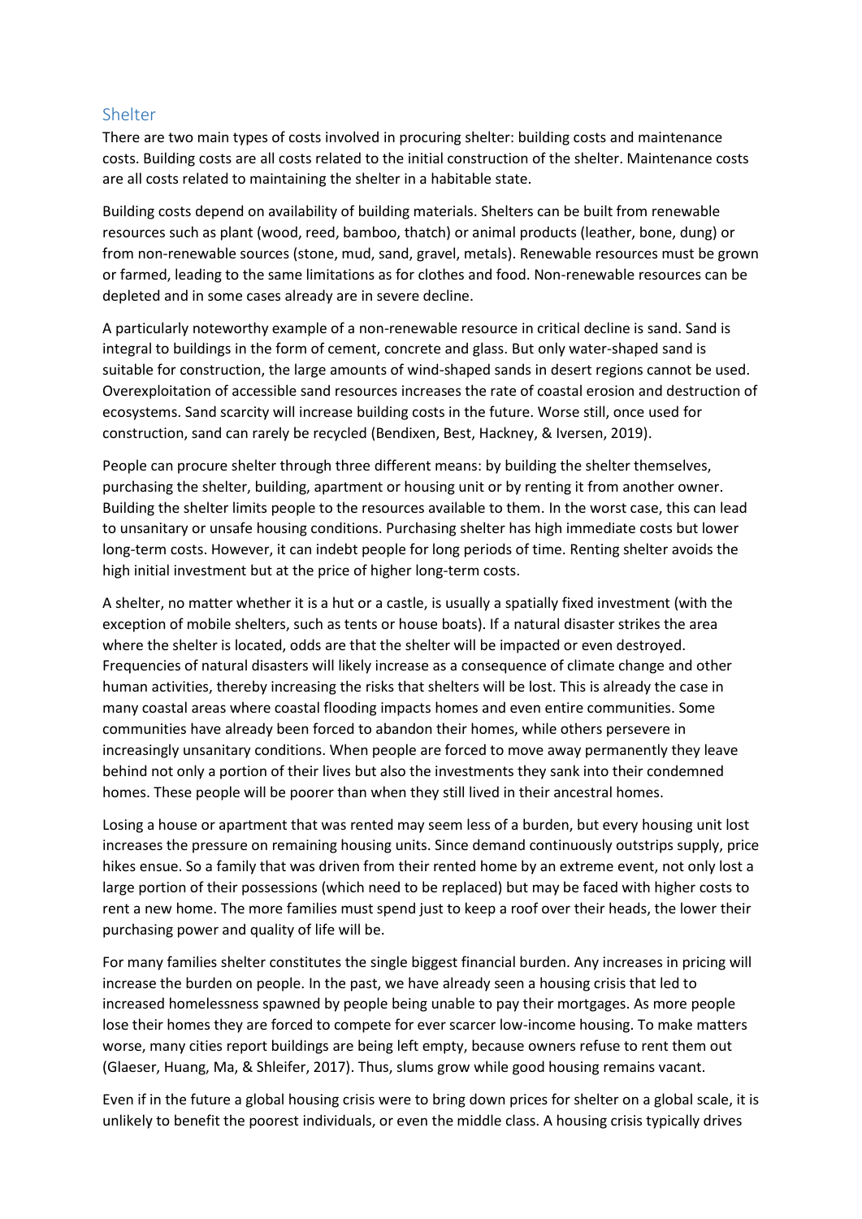## Shelter

There are two main types of costs involved in procuring shelter: building costs and maintenance costs. Building costs are all costs related to the initial construction of the shelter. Maintenance costs are all costs related to maintaining the shelter in a habitable state.

Building costs depend on availability of building materials. Shelters can be built from renewable resources such as plant (wood, reed, bamboo, thatch) or animal products (leather, bone, dung) or from non-renewable sources (stone, mud, sand, gravel, metals). Renewable resources must be grown or farmed, leading to the same limitations as for clothes and food. Non-renewable resources can be depleted and in some cases already are in severe decline.

A particularly noteworthy example of a non-renewable resource in critical decline is sand. Sand is integral to buildings in the form of cement, concrete and glass. But only water-shaped sand is suitable for construction, the large amounts of wind-shaped sands in desert regions cannot be used. Overexploitation of accessible sand resources increases the rate of coastal erosion and destruction of ecosystems. Sand scarcity will increase building costs in the future. Worse still, once used for construction, sand can rarely be recycled (Bendixen, Best, Hackney, & Iversen, 2019).

People can procure shelter through three different means: by building the shelter themselves, purchasing the shelter, building, apartment or housing unit or by renting it from another owner. Building the shelter limits people to the resources available to them. In the worst case, this can lead to unsanitary or unsafe housing conditions. Purchasing shelter has high immediate costs but lower long-term costs. However, it can indebt people for long periods of time. Renting shelter avoids the high initial investment but at the price of higher long-term costs.

A shelter, no matter whether it is a hut or a castle, is usually a spatially fixed investment (with the exception of mobile shelters, such as tents or house boats). If a natural disaster strikes the area where the shelter is located, odds are that the shelter will be impacted or even destroyed. Frequencies of natural disasters will likely increase as a consequence of climate change and other human activities, thereby increasing the risks that shelters will be lost. This is already the case in many coastal areas where coastal flooding impacts homes and even entire communities. Some communities have already been forced to abandon their homes, while others persevere in increasingly unsanitary conditions. When people are forced to move away permanently they leave behind not only a portion of their lives but also the investments they sank into their condemned homes. These people will be poorer than when they still lived in their ancestral homes.

Losing a house or apartment that was rented may seem less of a burden, but every housing unit lost increases the pressure on remaining housing units. Since demand continuously outstrips supply, price hikes ensue. So a family that was driven from their rented home by an extreme event, not only lost a large portion of their possessions (which need to be replaced) but may be faced with higher costs to rent a new home. The more families must spend just to keep a roof over their heads, the lower their purchasing power and quality of life will be.

For many families shelter constitutes the single biggest financial burden. Any increases in pricing will increase the burden on people. In the past, we have already seen a housing crisis that led to increased homelessness spawned by people being unable to pay their mortgages. As more people lose their homes they are forced to compete for ever scarcer low-income housing. To make matters worse, many cities report buildings are being left empty, because owners refuse to rent them out (Glaeser, Huang, Ma, & Shleifer, 2017). Thus, slums grow while good housing remains vacant.

Even if in the future a global housing crisis were to bring down prices for shelter on a global scale, it is unlikely to benefit the poorest individuals, or even the middle class. A housing crisis typically drives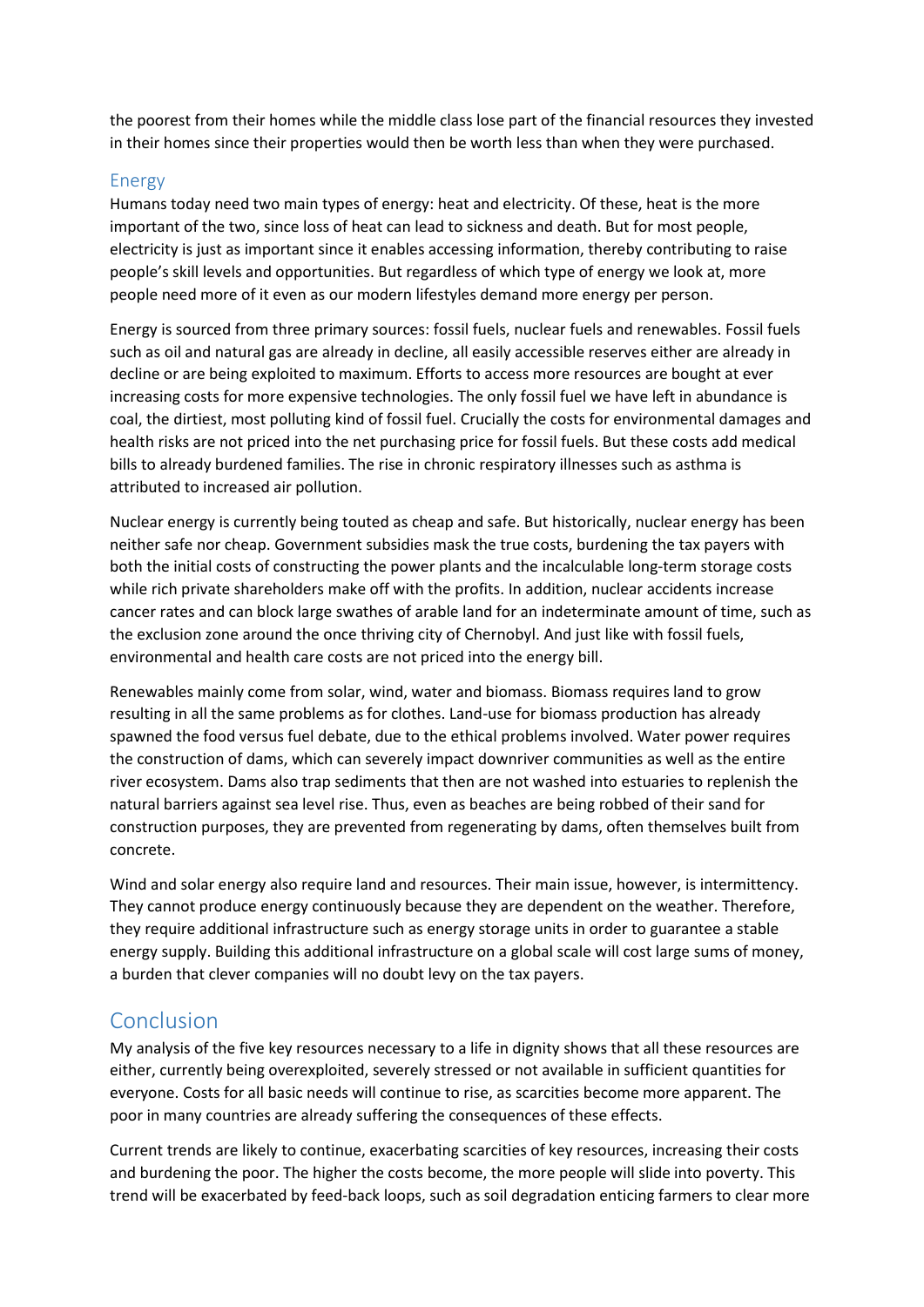the poorest from their homes while the middle class lose part of the financial resources they invested in their homes since their properties would then be worth less than when they were purchased.

### Energy

Humans today need two main types of energy: heat and electricity. Of these, heat is the more important of the two, since loss of heat can lead to sickness and death. But for most people, electricity is just as important since it enables accessing information, thereby contributing to raise people's skill levels and opportunities. But regardless of which type of energy we look at, more people need more of it even as our modern lifestyles demand more energy per person.

Energy is sourced from three primary sources: fossil fuels, nuclear fuels and renewables. Fossil fuels such as oil and natural gas are already in decline, all easily accessible reserves either are already in decline or are being exploited to maximum. Efforts to access more resources are bought at ever increasing costs for more expensive technologies. The only fossil fuel we have left in abundance is coal, the dirtiest, most polluting kind of fossil fuel. Crucially the costs for environmental damages and health risks are not priced into the net purchasing price for fossil fuels. But these costs add medical bills to already burdened families. The rise in chronic respiratory illnesses such as asthma is attributed to increased air pollution.

Nuclear energy is currently being touted as cheap and safe. But historically, nuclear energy has been neither safe nor cheap. Government subsidies mask the true costs, burdening the tax payers with both the initial costs of constructing the power plants and the incalculable long-term storage costs while rich private shareholders make off with the profits. In addition, nuclear accidents increase cancer rates and can block large swathes of arable land for an indeterminate amount of time, such as the exclusion zone around the once thriving city of Chernobyl. And just like with fossil fuels, environmental and health care costs are not priced into the energy bill.

Renewables mainly come from solar, wind, water and biomass. Biomass requires land to grow resulting in all the same problems as for clothes. Land-use for biomass production has already spawned the food versus fuel debate, due to the ethical problems involved. Water power requires the construction of dams, which can severely impact downriver communities as well as the entire river ecosystem. Dams also trap sediments that then are not washed into estuaries to replenish the natural barriers against sea level rise. Thus, even as beaches are being robbed of their sand for construction purposes, they are prevented from regenerating by dams, often themselves built from concrete.

Wind and solar energy also require land and resources. Their main issue, however, is intermittency. They cannot produce energy continuously because they are dependent on the weather. Therefore, they require additional infrastructure such as energy storage units in order to guarantee a stable energy supply. Building this additional infrastructure on a global scale will cost large sums of money, a burden that clever companies will no doubt levy on the tax payers.

## Conclusion

My analysis of the five key resources necessary to a life in dignity shows that all these resources are either, currently being overexploited, severely stressed or not available in sufficient quantities for everyone. Costs for all basic needs will continue to rise, as scarcities become more apparent. The poor in many countries are already suffering the consequences of these effects.

Current trends are likely to continue, exacerbating scarcities of key resources, increasing their costs and burdening the poor. The higher the costs become, the more people will slide into poverty. This trend will be exacerbated by feed-back loops, such as soil degradation enticing farmers to clear more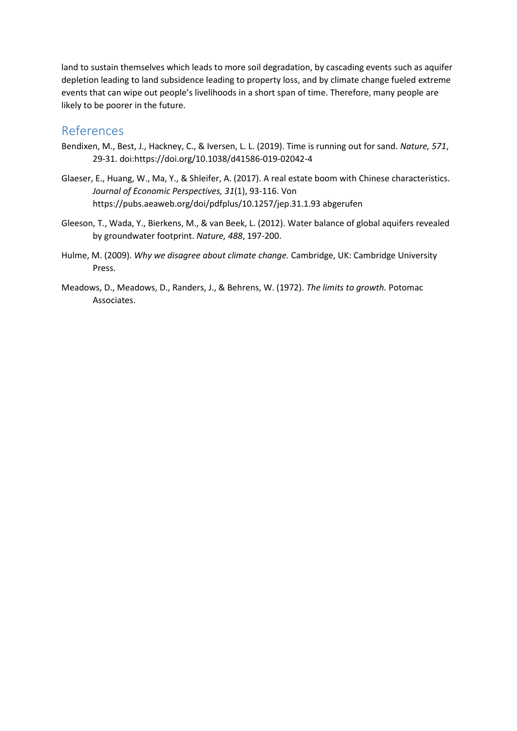land to sustain themselves which leads to more soil degradation, by cascading events such as aquifer depletion leading to land subsidence leading to property loss, and by climate change fueled extreme events that can wipe out people's livelihoods in a short span of time. Therefore, many people are likely to be poorer in the future.

## References

Bendixen, M., Best, J., Hackney, C., & Iversen, L. L. (2019). Time is running out for sand. *Nature, 571*, 29-31. doi:https://doi.org/10.1038/d41586-019-02042-4

Glaeser, E., Huang, W., Ma, Y., & Shleifer, A. (2017). A real estate boom with Chinese characteristics. *Journal of Economic Perspectives, 31*(1), 93-116. Von https://pubs.aeaweb.org/doi/pdfplus/10.1257/jep.31.1.93 abgerufen

Gleeson, T., Wada, Y., Bierkens, M., & van Beek, L. (2012). Water balance of global aquifers revealed by groundwater footprint. *Nature, 488*, 197-200.

Hulme, M. (2009). *Why we disagree about climate change.* Cambridge, UK: Cambridge University Press.

Meadows, D., Meadows, D., Randers, J., & Behrens, W. (1972). *The limits to growth.* Potomac Associates.